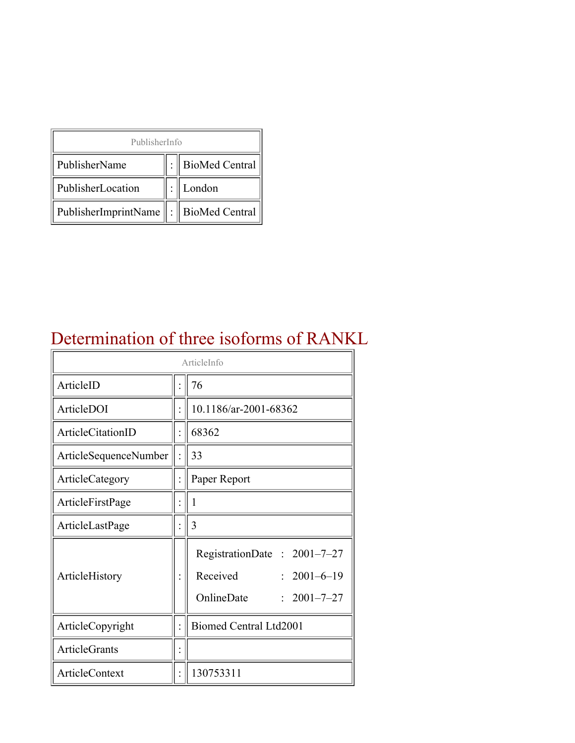| PublisherInfo | | |
|---|---|---|
| PublisherName | : | BioMed Central |
| PublisherLocation | : | London |
| PublisherImprintName | : | BioMed Central |

# Determination of three isoforms of RANKL

| ArticleInfo | | |
|---|---|---|
| ArticleID | : | 76 |
| ArticleDOI | : | 10.1186/ar-2001-68362 |
| ArticleCitationID | : | 68362 |
| ArticleSequenceNumber | : | 33 |
| ArticleCategory | : | Paper Report |
| ArticleFirstPage | : | 1 |
| ArticleLastPage | : | 3 |
| ArticleHistory | : | RegistrationDate : 2001–7–27<br>Received : 2001–6–19<br>OnlineDate : 2001–7–27 |
| ArticleCopyright | : | Biomed Central Ltd2001 |
| ArticleGrants | : | |
| ArticleContext | : | 130753311 |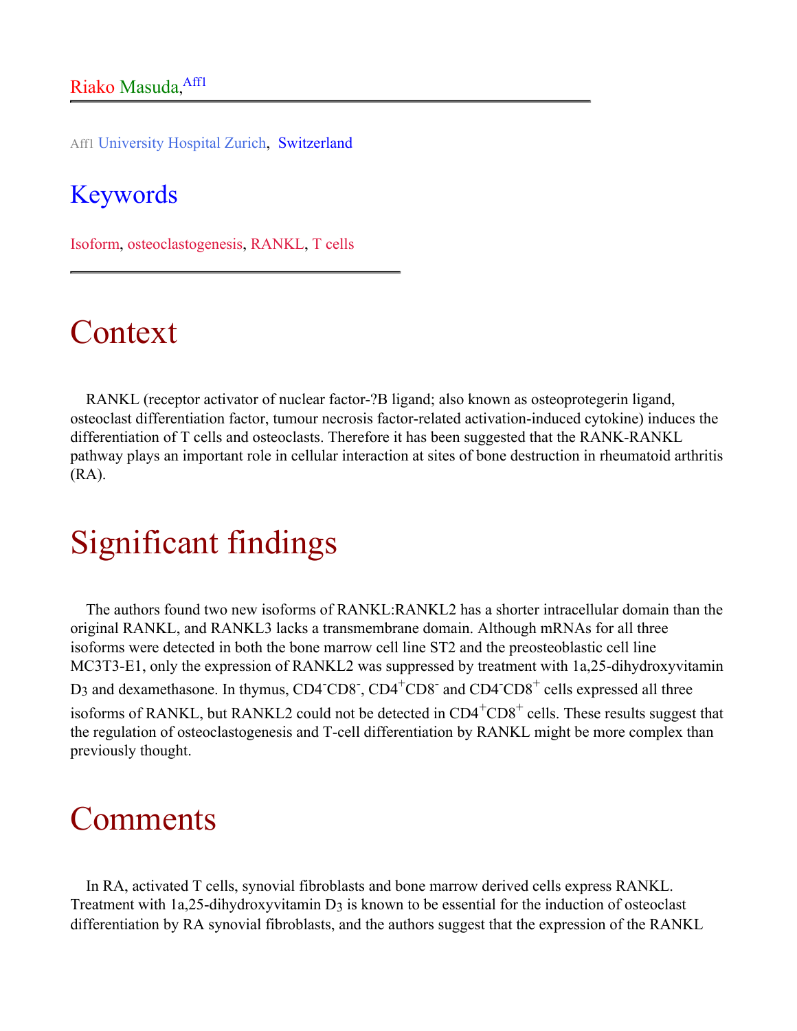Riako Masuda,[Aff1]

Aff1 University Hospital Zurich, Switzerland

## Keywords

Isoform, osteoclastogenesis, RANKL, T cells

# Context

RANKL (receptor activator of nuclear factor-?B ligand; also known as osteoprotegerin ligand, osteoclast differentiation factor, tumour necrosis factor-related activation-induced cytokine) induces the differentiation of T cells and osteoclasts. Therefore it has been suggested that the RANK-RANKL pathway plays an important role in cellular interaction at sites of bone destruction in rheumatoid arthritis (RA).

# Significant findings

The authors found two new isoforms of RANKL:RANKL2 has a shorter intracellular domain than the original RANKL, and RANKL3 lacks a transmembrane domain. Although mRNAs for all three isoforms were detected in both the bone marrow cell line ST2 and the preosteoblastic cell line MC3T3-E1, only the expression of RANKL2 was suppressed by treatment with 1a,25-dihydroxyvitamin $D_3$ and dexamethasone. In thymus, $CD4^-CD8^-$, $CD4^+CD8^-$ and $CD4^-CD8^+$ cells expressed all three isoforms of RANKL, but RANKL2 could not be detected in $CD4^+CD8^+$ cells. These results suggest that the regulation of osteoclastogenesis and T-cell differentiation by RANKL might be more complex than previously thought.

# Comments

In RA, activated T cells, synovial fibroblasts and bone marrow derived cells express RANKL. Treatment with 1a,25-dihydroxyvitamin $D_3$ is known to be essential for the induction of osteoclast differentiation by RA synovial fibroblasts, and the authors suggest that the expression of the RANKL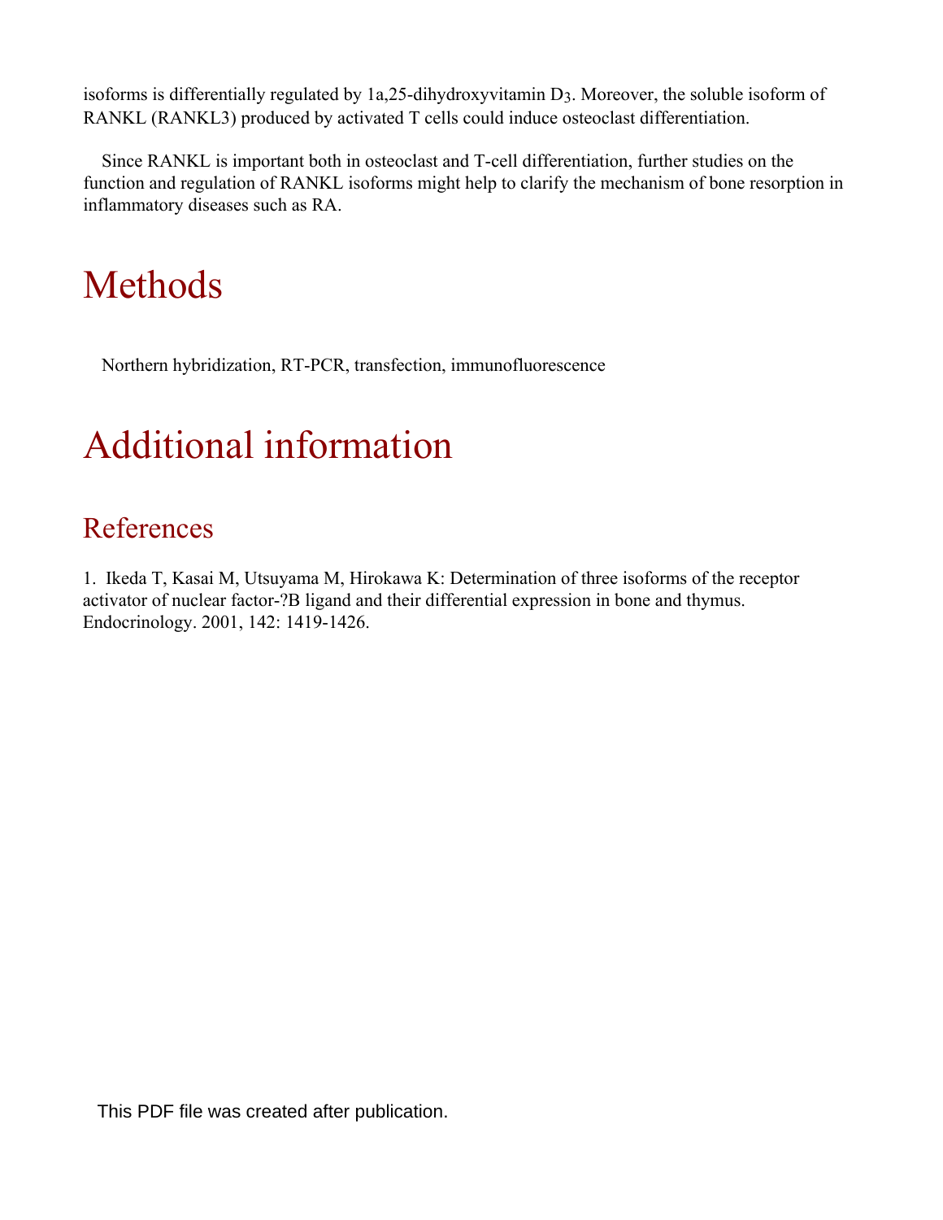isoforms is differentially regulated by 1a,25-dihydroxyvitamin $D_3$. Moreover, the soluble isoform of RANKL (RANKL3) produced by activated T cells could induce osteoclast differentiation.

Since RANKL is important both in osteoclast and T-cell differentiation, further studies on the function and regulation of RANKL isoforms might help to clarify the mechanism of bone resorption in inflammatory diseases such as RA.

# Methods

Northern hybridization, RT-PCR, transfection, immunofluorescence

# Additional information

## References

1. Ikeda T, Kasai M, Utsuyama M, Hirokawa K: Determination of three isoforms of the receptor activator of nuclear factor-?B ligand and their differential expression in bone and thymus. Endocrinology. 2001, 142: 1419-1426.

This PDF file was created after publication.